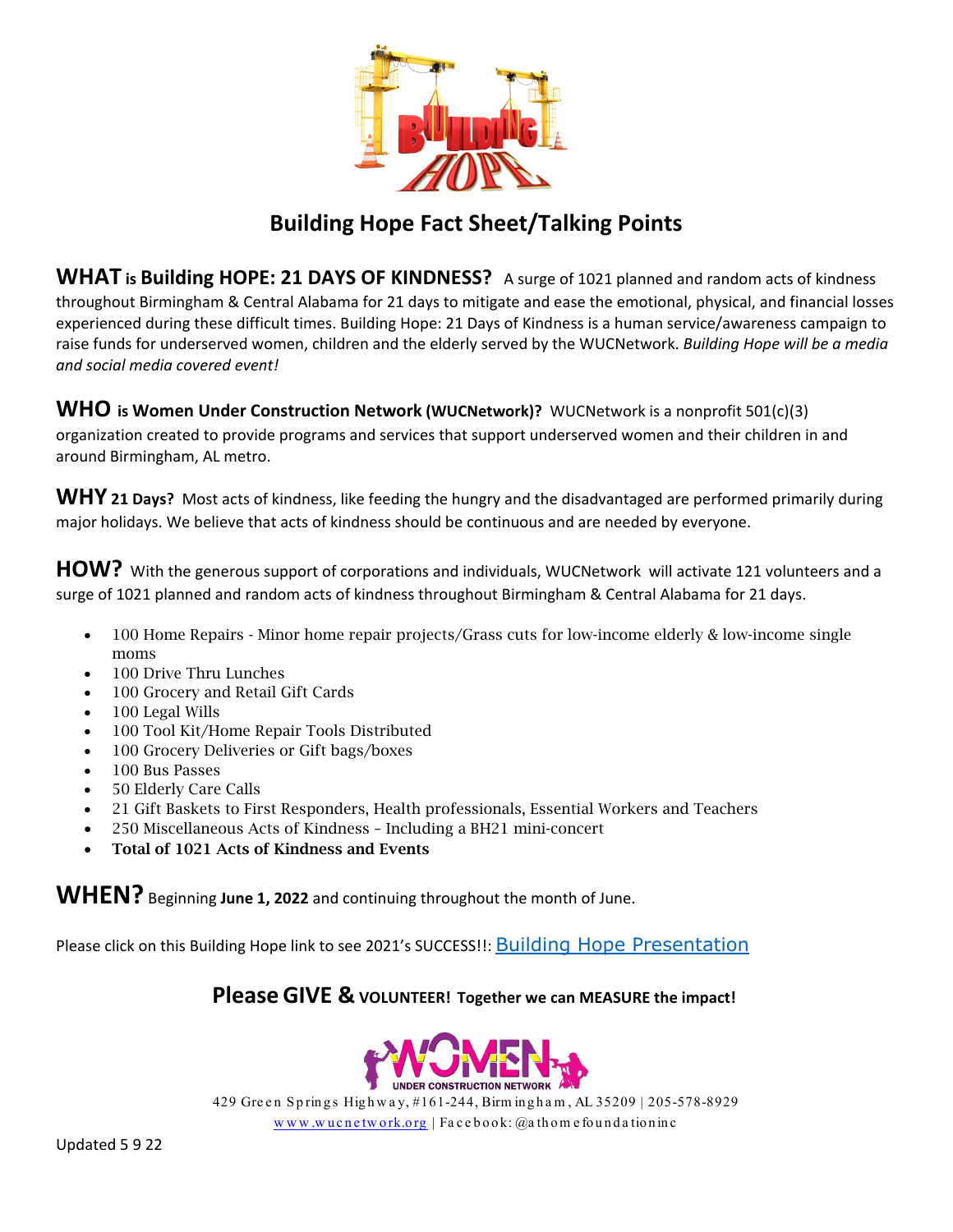# Building Hope Fact Sheet/Talking Points

**WHAT is Building HOPE: 21 DAYS OF KINDNESS?** A surge of 1021 planned and random acts of kindness throughout Birmingham & Central Alabama for 21 days to mitigate and ease the emotional, physical, and financial losses experienced during these difficult times. Building Hope: 21 Days of Kindness is a human service/awareness campaign to raise funds for underserved women, children and the elderly served by the WUCNetwork. *Building Hope will be a media and social media covered event!*

**WHO is Women Under Construction Network (WUCNetwork)?** WUCNetwork is a nonprofit 501(c)(3) organization created to provide programs and services that support underserved women and their children in and around Birmingham, AL metro.

**WHY 21 Days?** Most acts of kindness, like feeding the hungry and the disadvantaged are performed primarily during major holidays. We believe that acts of kindness should be continuous and are needed by everyone.

**HOW?** With the generous support of corporations and individuals, WUCNetwork will activate 121 volunteers and a surge of 1021 planned and random acts of kindness throughout Birmingham & Central Alabama for 21 days.

- 100 Home Repairs - Minor home repair projects/Grass cuts for low-income elderly & low-income single moms
- 100 Drive Thru Lunches
- 100 Grocery and Retail Gift Cards
- 100 Legal Wills
- 100 Tool Kit/Home Repair Tools Distributed
- 100 Grocery Deliveries or Gift bags/boxes
- 100 Bus Passes
- 50 Elderly Care Calls
- 21 Gift Baskets to First Responders, Health professionals, Essential Workers and Teachers
- 250 Miscellaneous Acts of Kindness – Including a BH21 mini-concert
- **Total of 1021 Acts of Kindness and Events**

**WHEN?** Beginning **June 1, 2022** and continuing throughout the month of June.

Please click on this Building Hope link to see 2021's SUCCESS!!: [Building Hope Presentation]

**Please GIVE & VOLUNTEER! Together we can MEASURE the impact!**

WOMEN UNDER CONSTRUCTION NETWORK

429 Green Springs Highway, #161-244, Birmingham, AL 35209 | 205-578-8929

www.wucnetwork.org | Facebook: @athomefoundationinc

Updated 5 9 22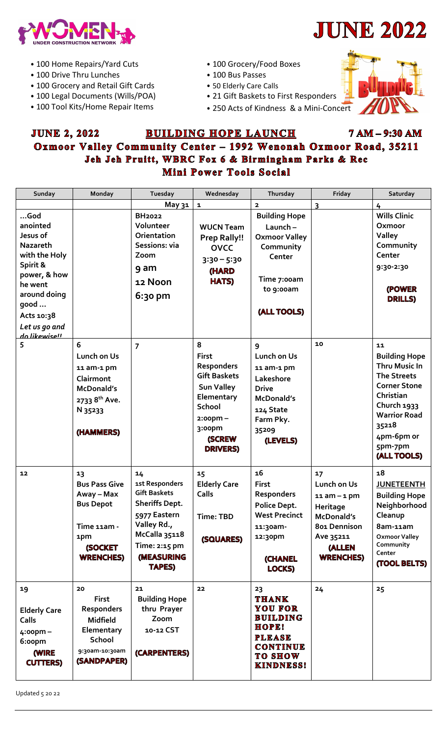# JUNE 2022

- 100 Home Repairs/Yard Cuts
- 100 Drive Thru Lunches
- 100 Grocery and Retail Gift Cards
- 100 Legal Documents (Wills/POA)
- 100 Tool Kits/Home Repair Items
- 100 Grocery/Food Boxes
- 100 Bus Passes
- 50 Elderly Care Calls
- 21 Gift Baskets to First Responders
- 250 Acts of Kindness & a Mini-Concert

## JUNE 2, 2022 BUILDING HOPE LAUNCH 7 AM – 9:30 AM

**Oxmoor Valley Community Center – 1992 Wenonah Oxmoor Road, 35211**

**Jeh Jeh Pruitt, WBRC Fox 6 & Birmingham Parks & Rec**

**Mini Power Tools Social**

| Sunday | Monday | Tuesday | Wednesday | Thursday | Friday | Saturday |
|---|---|---|---|---|---|---|
| | | May 31 | 1 | 2 | 3 | 4 |
| *...God anointed Jesus of Nazareth with the Holy Spirit & power, & how he went around doing good ... Acts 10:38 Let us go and do likewise!!* | | BH2022 Volunteer Orientation Sessions: via Zoom 9 am 12 Noon 6:30 pm | WUCN Team Prep Rally!! OVCC 3:30 – 5:30 (HARD HATS) | Building Hope Launch – Oxmoor Valley Community Center Time 7:00am to 9:00am (ALL TOOLS) | | Wills Clinic Oxmoor Valley Community Center 9:30-2:30 (POWER DRILLS) |
| 5 | 6 Lunch on Us 11 am-1 pm Clairmont McDonald's 2733 8th Ave. N 35233 (HAMMERS) | 7 | 8 First Responders Gift Baskets Sun Valley Elementary School 2:00pm – 3:00pm (SCREW DRIVERS) | 9 Lunch on Us 11 am-1 pm Lakeshore Drive McDonald's 124 State Farm Pky. 35209 (LEVELS) | 10 | 11 Building Hope Thru Music In The Streets Corner Stone Christian Church 1933 Warrior Road 35218 4pm-6pm or 5pm-7pm (ALL TOOLS) |
| 12 | 13 Bus Pass Give Away – Max Bus Depot Time 11am - 1pm (SOCKET WRENCHES) | 14 1st Responders Gift Baskets Sheriffs Dept. 5977 Eastern Valley Rd., McCalla 35118 Time: 2:15 pm (MEASURING TAPES) | 15 Elderly Care Calls Time: TBD (SQUARES) | 16 First Responders Police Dept. West Precinct 11:30am-12:30pm (CHANEL LOCKS) | 17 Lunch on Us 11 am – 1 pm Heritage McDonald's 801 Dennison Ave 35211 (ALLEN WRENCHES) | 18 JUNETEENTH Building Hope Neighborhood Cleanup 8am-11am Oxmoor Valley Community Center (TOOL BELTS) |
| 19 Elderly Care Calls 4:00pm – 6:00pm (WIRE CUTTERS) | 20 First Responders Midfield Elementary School 9:30am-10:30am (SANDPAPER) | 21 Building Hope thru Prayer Zoom 10-12 CST (CARPENTERS) | 22 | 23 THANK YOU FOR BUILDING HOPE! PLEASE CONTINUE TO SHOW KINDNESS! | 24 | 25 |

Updated 5 20 22